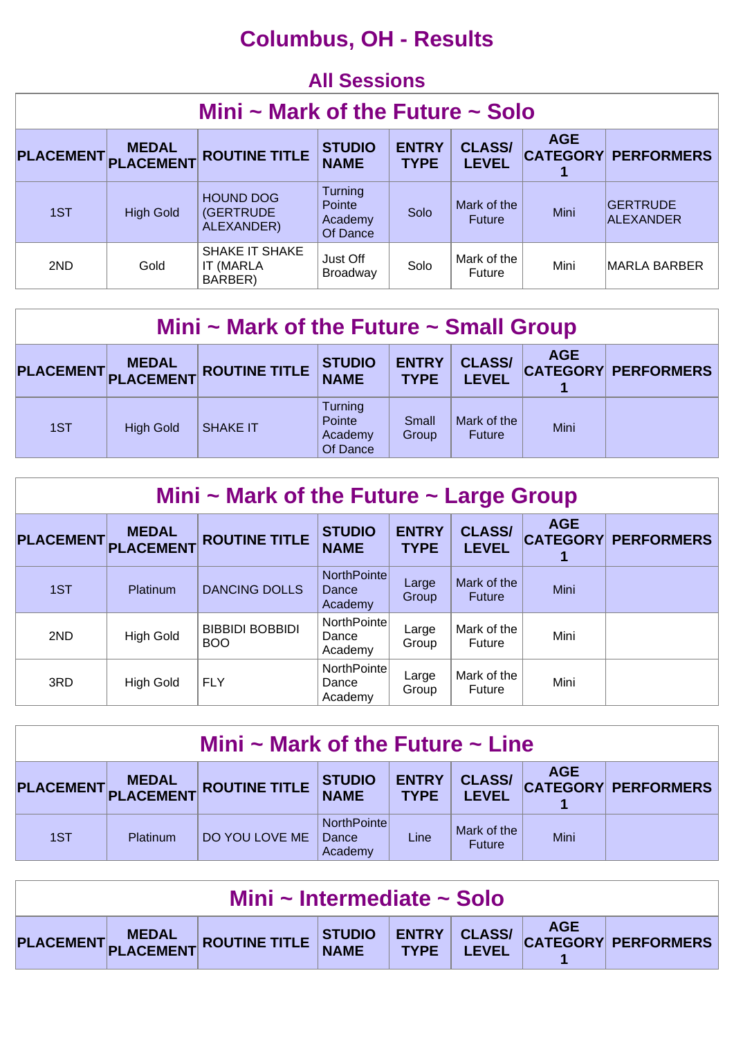# Columbus, OH - Results

## All Sessions

### Mini ~ Mark of the Future ~ Solo

| PLACEMENT | MEDAL PLACEMENT | ROUTINE TITLE | STUDIO NAME | ENTRY TYPE | CLASS/ LEVEL | AGE CATEGORY 1 | PERFORMERS |
|---|---|---|---|---|---|---|---|
| 1ST | High Gold | HOUND DOG (GERTRUDE ALEXANDER) | Turning Pointe Academy Of Dance | Solo | Mark of the Future | Mini | GERTRUDE ALEXANDER |
| 2ND | Gold | SHAKE IT SHAKE IT (MARLA BARBER) | Just Off Broadway | Solo | Mark of the Future | Mini | MARLA BARBER |

### Mini ~ Mark of the Future ~ Small Group

| PLACEMENT | MEDAL PLACEMENT | ROUTINE TITLE | STUDIO NAME | ENTRY TYPE | CLASS/ LEVEL | AGE CATEGORY 1 | PERFORMERS |
|---|---|---|---|---|---|---|---|
| 1ST | High Gold | SHAKE IT | Turning Pointe Academy Of Dance | Small Group | Mark of the Future | Mini | |

### Mini ~ Mark of the Future ~ Large Group

| PLACEMENT | MEDAL PLACEMENT | ROUTINE TITLE | STUDIO NAME | ENTRY TYPE | CLASS/ LEVEL | AGE CATEGORY 1 | PERFORMERS |
|---|---|---|---|---|---|---|---|
| 1ST | Platinum | DANCING DOLLS | NorthPointe Dance Academy | Large Group | Mark of the Future | Mini | |
| 2ND | High Gold | BIBBIDI BOBBIDI BOO | NorthPointe Dance Academy | Large Group | Mark of the Future | Mini | |
| 3RD | High Gold | FLY | NorthPointe Dance Academy | Large Group | Mark of the Future | Mini | |

### Mini ~ Mark of the Future ~ Line

| PLACEMENT | MEDAL PLACEMENT | ROUTINE TITLE | STUDIO NAME | ENTRY TYPE | CLASS/ LEVEL | AGE CATEGORY 1 | PERFORMERS |
|---|---|---|---|---|---|---|---|
| 1ST | Platinum | DO YOU LOVE ME | NorthPointe Dance Academy | Line | Mark of the Future | Mini | |

### Mini ~ Intermediate ~ Solo

| PLACEMENT | MEDAL PLACEMENT | ROUTINE TITLE | STUDIO NAME | ENTRY TYPE | CLASS/ LEVEL | AGE CATEGORY 1 | PERFORMERS |
|---|---|---|---|---|---|---|---|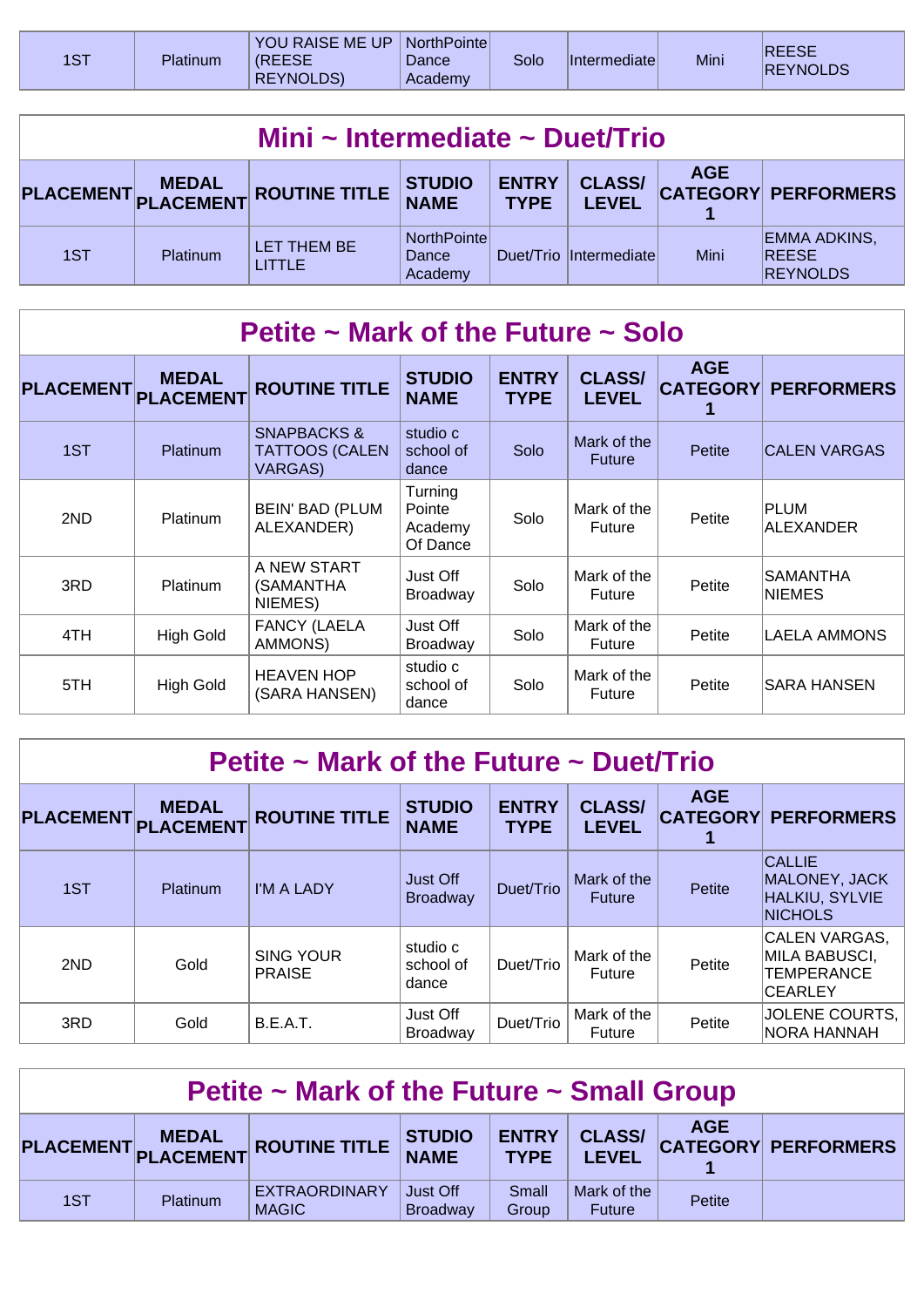| | | | | | | | |
|---|---|---|---|---|---|---|---|
| 1ST | Platinum | YOU RAISE ME UP (REESE REYNOLDS) | NorthPointe Dance Academy | Solo | Intermediate | Mini | REESE REYNOLDS |

## Mini ~ Intermediate ~ Duet/Trio

| PLACEMENT | MEDAL PLACEMENT | ROUTINE TITLE | STUDIO NAME | ENTRY TYPE | CLASS/ LEVEL | AGE CATEGORY 1 | PERFORMERS |
|---|---|---|---|---|---|---|---|
| 1ST | Platinum | LET THEM BE LITTLE | NorthPointe Dance Academy | Duet/Trio | Intermediate | Mini | EMMA ADKINS, REESE REYNOLDS |

## Petite ~ Mark of the Future ~ Solo

| PLACEMENT | MEDAL PLACEMENT | ROUTINE TITLE | STUDIO NAME | ENTRY TYPE | CLASS/ LEVEL | AGE CATEGORY 1 | PERFORMERS |
|---|---|---|---|---|---|---|---|
| 1ST | Platinum | SNAPBACKS & TATTOOS (CALEN VARGAS) | studio c school of dance | Solo | Mark of the Future | Petite | CALEN VARGAS |
| 2ND | Platinum | BEIN' BAD (PLUM ALEXANDER) | Turning Pointe Academy Of Dance | Solo | Mark of the Future | Petite | PLUM ALEXANDER |
| 3RD | Platinum | A NEW START (SAMANTHA NIEMES) | Just Off Broadway | Solo | Mark of the Future | Petite | SAMANTHA NIEMES |
| 4TH | High Gold | FANCY (LAELA AMMONS) | Just Off Broadway | Solo | Mark of the Future | Petite | LAELA AMMONS |
| 5TH | High Gold | HEAVEN HOP (SARA HANSEN) | studio c school of dance | Solo | Mark of the Future | Petite | SARA HANSEN |

## Petite ~ Mark of the Future ~ Duet/Trio

| PLACEMENT | MEDAL PLACEMENT | ROUTINE TITLE | STUDIO NAME | ENTRY TYPE | CLASS/ LEVEL | AGE CATEGORY 1 | PERFORMERS |
|---|---|---|---|---|---|---|---|
| 1ST | Platinum | I'M A LADY | Just Off Broadway | Duet/Trio | Mark of the Future | Petite | CALLIE MALONEY, JACK HALKIU, SYLVIE NICHOLS |
| 2ND | Gold | SING YOUR PRAISE | studio c school of dance | Duet/Trio | Mark of the Future | Petite | CALEN VARGAS, MILA BABUSCI, TEMPERANCE CEARLEY |
| 3RD | Gold | B.E.A.T. | Just Off Broadway | Duet/Trio | Mark of the Future | Petite | JOLENE COURTS, NORA HANNAH |

## Petite ~ Mark of the Future ~ Small Group

| PLACEMENT | MEDAL PLACEMENT | ROUTINE TITLE | STUDIO NAME | ENTRY TYPE | CLASS/ LEVEL | AGE CATEGORY 1 | PERFORMERS |
|---|---|---|---|---|---|---|---|
| 1ST | Platinum | EXTRAORDINARY MAGIC | Just Off Broadway | Small Group | Mark of the Future | Petite | |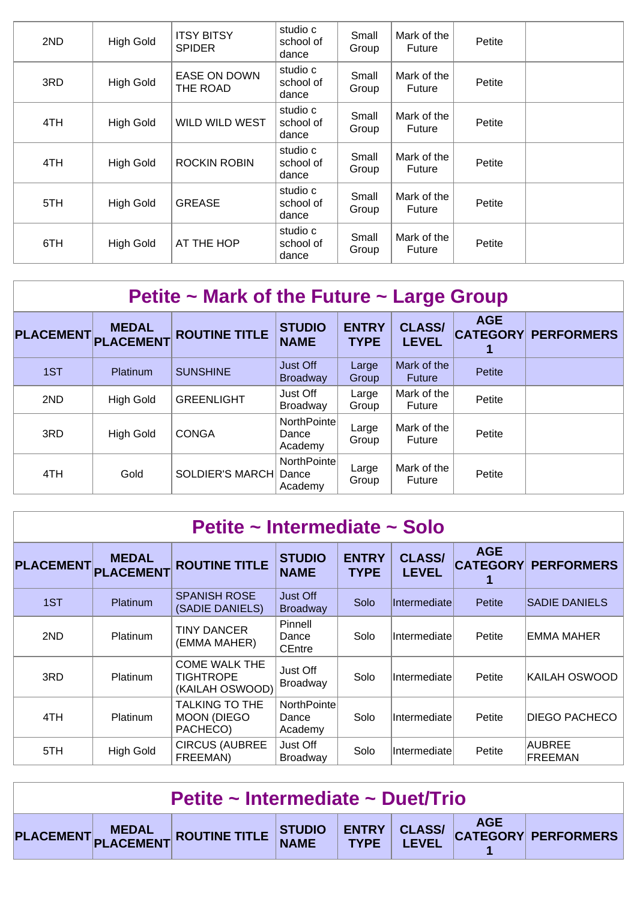| | | | | | | | |
|---|---|---|---|---|---|---|---|
| 2ND | High Gold | ITSY BITSY SPIDER | studio c school of dance | Small Group | Mark of the Future | Petite | |
| 3RD | High Gold | EASE ON DOWN THE ROAD | studio c school of dance | Small Group | Mark of the Future | Petite | |
| 4TH | High Gold | WILD WILD WEST | studio c school of dance | Small Group | Mark of the Future | Petite | |
| 4TH | High Gold | ROCKIN ROBIN | studio c school of dance | Small Group | Mark of the Future | Petite | |
| 5TH | High Gold | GREASE | studio c school of dance | Small Group | Mark of the Future | Petite | |
| 6TH | High Gold | AT THE HOP | studio c school of dance | Small Group | Mark of the Future | Petite | |

## Petite ~ Mark of the Future ~ Large Group

| PLACEMENT | MEDAL PLACEMENT | ROUTINE TITLE | STUDIO NAME | ENTRY TYPE | CLASS/ LEVEL | AGE CATEGORY 1 | PERFORMERS |
|---|---|---|---|---|---|---|---|
| 1ST | Platinum | SUNSHINE | Just Off Broadway | Large Group | Mark of the Future | Petite | |
| 2ND | High Gold | GREENLIGHT | Just Off Broadway | Large Group | Mark of the Future | Petite | |
| 3RD | High Gold | CONGA | NorthPointe Dance Academy | Large Group | Mark of the Future | Petite | |
| 4TH | Gold | SOLDIER'S MARCH | NorthPointe Dance Academy | Large Group | Mark of the Future | Petite | |

## Petite ~ Intermediate ~ Solo

| PLACEMENT | MEDAL PLACEMENT | ROUTINE TITLE | STUDIO NAME | ENTRY TYPE | CLASS/ LEVEL | AGE CATEGORY 1 | PERFORMERS |
|---|---|---|---|---|---|---|---|
| 1ST | Platinum | SPANISH ROSE (SADIE DANIELS) | Just Off Broadway | Solo | Intermediate | Petite | SADIE DANIELS |
| 2ND | Platinum | TINY DANCER (EMMA MAHER) | Pinnell Dance CEntre | Solo | Intermediate | Petite | EMMA MAHER |
| 3RD | Platinum | COME WALK THE TIGHTROPE (KAILAH OSWOOD) | Just Off Broadway | Solo | Intermediate | Petite | KAILAH OSWOOD |
| 4TH | Platinum | TALKING TO THE MOON (DIEGO PACHECO) | NorthPointe Dance Academy | Solo | Intermediate | Petite | DIEGO PACHECO |
| 5TH | High Gold | CIRCUS (AUBREE FREEMAN) | Just Off Broadway | Solo | Intermediate | Petite | AUBREE FREEMAN |

## Petite ~ Intermediate ~ Duet/Trio

| PLACEMENT | MEDAL PLACEMENT | ROUTINE TITLE | STUDIO NAME | ENTRY TYPE | CLASS/ LEVEL | AGE CATEGORY 1 | PERFORMERS |
|---|---|---|---|---|---|---|---|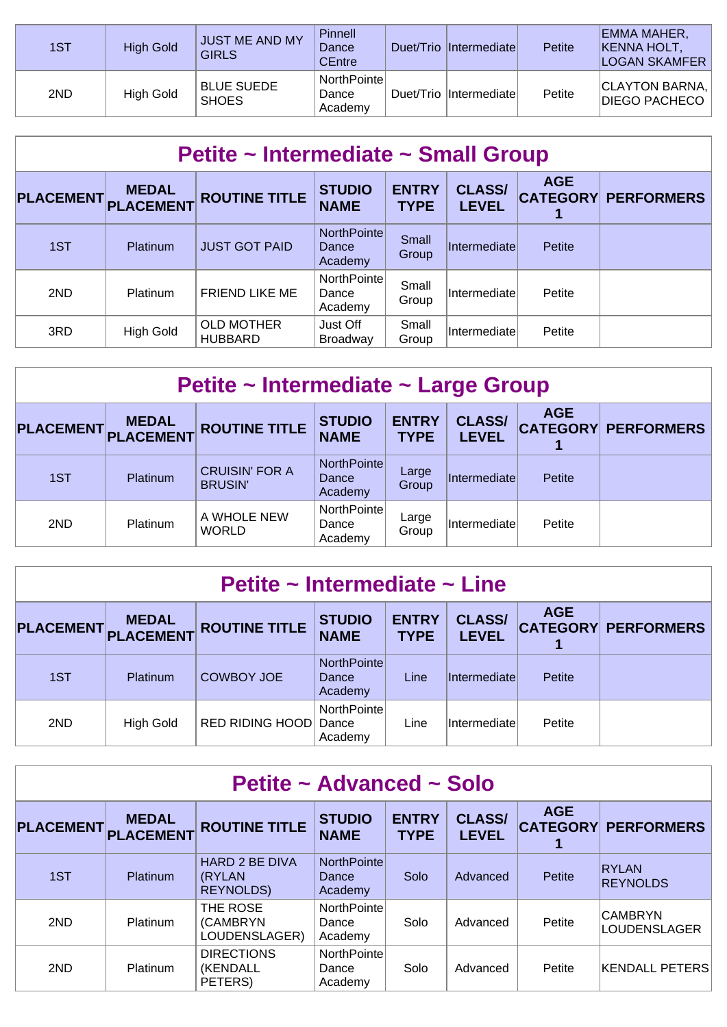| | | | | | | | |
|---|---|---|---|---|---|---|---|
| 1ST | High Gold | JUST ME AND MY GIRLS | Pinnell Dance CEntre | Duet/Trio | Intermediate | Petite | EMMA MAHER, KENNA HOLT, LOGAN SKAMFER |
| 2ND | High Gold | BLUE SUEDE SHOES | NorthPointe Dance Academy | Duet/Trio | Intermediate | Petite | CLAYTON BARNA, DIEGO PACHECO |

## Petite ~ Intermediate ~ Small Group

| PLACEMENT | MEDAL PLACEMENT | ROUTINE TITLE | STUDIO NAME | ENTRY TYPE | CLASS/ LEVEL | AGE CATEGORY 1 | PERFORMERS |
|---|---|---|---|---|---|---|---|
| 1ST | Platinum | JUST GOT PAID | NorthPointe Dance Academy | Small Group | Intermediate | Petite | |
| 2ND | Platinum | FRIEND LIKE ME | NorthPointe Dance Academy | Small Group | Intermediate | Petite | |
| 3RD | High Gold | OLD MOTHER HUBBARD | Just Off Broadway | Small Group | Intermediate | Petite | |

## Petite ~ Intermediate ~ Large Group

| PLACEMENT | MEDAL PLACEMENT | ROUTINE TITLE | STUDIO NAME | ENTRY TYPE | CLASS/ LEVEL | AGE CATEGORY 1 | PERFORMERS |
|---|---|---|---|---|---|---|---|
| 1ST | Platinum | CRUISIN' FOR A BRUSIN' | NorthPointe Dance Academy | Large Group | Intermediate | Petite | |
| 2ND | Platinum | A WHOLE NEW WORLD | NorthPointe Dance Academy | Large Group | Intermediate | Petite | |

## Petite ~ Intermediate ~ Line

| PLACEMENT | MEDAL PLACEMENT | ROUTINE TITLE | STUDIO NAME | ENTRY TYPE | CLASS/ LEVEL | AGE CATEGORY 1 | PERFORMERS |
|---|---|---|---|---|---|---|---|
| 1ST | Platinum | COWBOY JOE | NorthPointe Dance Academy | Line | Intermediate | Petite | |
| 2ND | High Gold | RED RIDING HOOD | NorthPointe Dance Academy | Line | Intermediate | Petite | |

## Petite ~ Advanced ~ Solo

| PLACEMENT | MEDAL PLACEMENT | ROUTINE TITLE | STUDIO NAME | ENTRY TYPE | CLASS/ LEVEL | AGE CATEGORY 1 | PERFORMERS |
|---|---|---|---|---|---|---|---|
| 1ST | Platinum | HARD 2 BE DIVA (RYLAN REYNOLDS) | NorthPointe Dance Academy | Solo | Advanced | Petite | RYLAN REYNOLDS |
| 2ND | Platinum | THE ROSE (CAMBRYN LOUDENSLAGER) | NorthPointe Dance Academy | Solo | Advanced | Petite | CAMBRYN LOUDENSLAGER |
| 2ND | Platinum | DIRECTIONS (KENDALL PETERS) | NorthPointe Dance Academy | Solo | Advanced | Petite | KENDALL PETERS |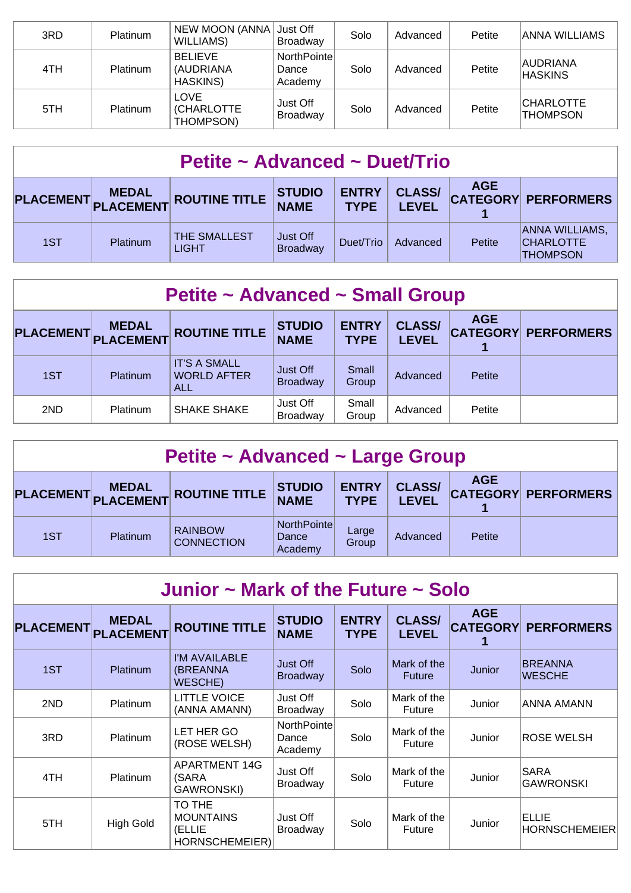| | | | | | | | |
|---|---|---|---|---|---|---|---|
| 3RD | Platinum | NEW MOON (ANNA WILLIAMS) | Just Off Broadway | Solo | Advanced | Petite | ANNA WILLIAMS |
| 4TH | Platinum | BELIEVE (AUDRIANA HASKINS) | NorthPointe Dance Academy | Solo | Advanced | Petite | AUDRIANA HASKINS |
| 5TH | Platinum | LOVE (CHARLOTTE THOMPSON) | Just Off Broadway | Solo | Advanced | Petite | CHARLOTTE THOMPSON |

## Petite ~ Advanced ~ Duet/Trio

| PLACEMENT | MEDAL PLACEMENT | ROUTINE TITLE | STUDIO NAME | ENTRY TYPE | CLASS/ LEVEL | AGE CATEGORY 1 | PERFORMERS |
|---|---|---|---|---|---|---|---|
| 1ST | Platinum | THE SMALLEST LIGHT | Just Off Broadway | Duet/Trio | Advanced | Petite | ANNA WILLIAMS, CHARLOTTE THOMPSON |

## Petite ~ Advanced ~ Small Group

| PLACEMENT | MEDAL PLACEMENT | ROUTINE TITLE | STUDIO NAME | ENTRY TYPE | CLASS/ LEVEL | AGE CATEGORY 1 | PERFORMERS |
|---|---|---|---|---|---|---|---|
| 1ST | Platinum | IT'S A SMALL WORLD AFTER ALL | Just Off Broadway | Small Group | Advanced | Petite | |
| 2ND | Platinum | SHAKE SHAKE | Just Off Broadway | Small Group | Advanced | Petite | |

## Petite ~ Advanced ~ Large Group

| PLACEMENT | MEDAL PLACEMENT | ROUTINE TITLE | STUDIO NAME | ENTRY TYPE | CLASS/ LEVEL | AGE CATEGORY 1 | PERFORMERS |
|---|---|---|---|---|---|---|---|
| 1ST | Platinum | RAINBOW CONNECTION | NorthPointe Dance Academy | Large Group | Advanced | Petite | |

## Junior ~ Mark of the Future ~ Solo

| PLACEMENT | MEDAL PLACEMENT | ROUTINE TITLE | STUDIO NAME | ENTRY TYPE | CLASS/ LEVEL | AGE CATEGORY 1 | PERFORMERS |
|---|---|---|---|---|---|---|---|
| 1ST | Platinum | I'M AVAILABLE (BREANNA WESCHE) | Just Off Broadway | Solo | Mark of the Future | Junior | BREANNA WESCHE |
| 2ND | Platinum | LITTLE VOICE (ANNA AMANN) | Just Off Broadway | Solo | Mark of the Future | Junior | ANNA AMANN |
| 3RD | Platinum | LET HER GO (ROSE WELSH) | NorthPointe Dance Academy | Solo | Mark of the Future | Junior | ROSE WELSH |
| 4TH | Platinum | APARTMENT 14G (SARA GAWRONSKI) | Just Off Broadway | Solo | Mark of the Future | Junior | SARA GAWRONSKI |
| 5TH | High Gold | TO THE MOUNTAINS (ELLIE HORNSCHEMEIER) | Just Off Broadway | Solo | Mark of the Future | Junior | ELLIE HORNSCHEMEIER |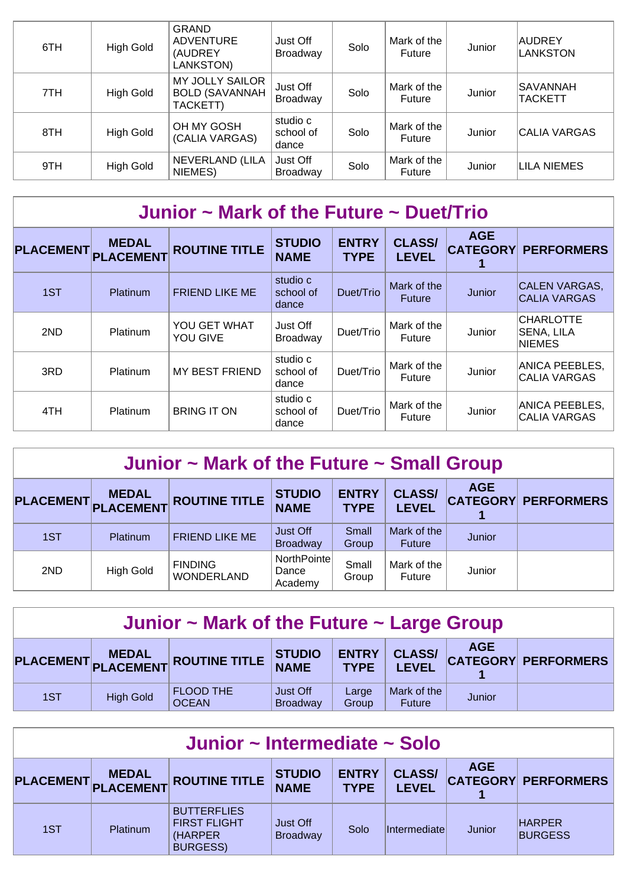| | | | | | | | |
|---|---|---|---|---|---|---|---|
| 6TH | High Gold | GRAND ADVENTURE (AUDREY LANKSTON) | Just Off Broadway | Solo | Mark of the Future | Junior | AUDREY LANKSTON |
| 7TH | High Gold | MY JOLLY SAILOR BOLD (SAVANNAH TACKETT) | Just Off Broadway | Solo | Mark of the Future | Junior | SAVANNAH TACKETT |
| 8TH | High Gold | OH MY GOSH (CALIA VARGAS) | studio c school of dance | Solo | Mark of the Future | Junior | CALIA VARGAS |
| 9TH | High Gold | NEVERLAND (LILA NIEMES) | Just Off Broadway | Solo | Mark of the Future | Junior | LILA NIEMES |

## Junior ~ Mark of the Future ~ Duet/Trio

| PLACEMENT | MEDAL PLACEMENT | ROUTINE TITLE | STUDIO NAME | ENTRY TYPE | CLASS/ LEVEL | AGE CATEGORY 1 | PERFORMERS |
|---|---|---|---|---|---|---|---|
| 1ST | Platinum | FRIEND LIKE ME | studio c school of dance | Duet/Trio | Mark of the Future | Junior | CALEN VARGAS, CALIA VARGAS |
| 2ND | Platinum | YOU GET WHAT YOU GIVE | Just Off Broadway | Duet/Trio | Mark of the Future | Junior | CHARLOTTE SENA, LILA NIEMES |
| 3RD | Platinum | MY BEST FRIEND | studio c school of dance | Duet/Trio | Mark of the Future | Junior | ANICA PEEBLES, CALIA VARGAS |
| 4TH | Platinum | BRING IT ON | studio c school of dance | Duet/Trio | Mark of the Future | Junior | ANICA PEEBLES, CALIA VARGAS |

## Junior ~ Mark of the Future ~ Small Group

| PLACEMENT | MEDAL PLACEMENT | ROUTINE TITLE | STUDIO NAME | ENTRY TYPE | CLASS/ LEVEL | AGE CATEGORY 1 | PERFORMERS |
|---|---|---|---|---|---|---|---|
| 1ST | Platinum | FRIEND LIKE ME | Just Off Broadway | Small Group | Mark of the Future | Junior | |
| 2ND | High Gold | FINDING WONDERLAND | NorthPointe Dance Academy | Small Group | Mark of the Future | Junior | |

## Junior ~ Mark of the Future ~ Large Group

| PLACEMENT | MEDAL PLACEMENT | ROUTINE TITLE | STUDIO NAME | ENTRY TYPE | CLASS/ LEVEL | AGE CATEGORY 1 | PERFORMERS |
|---|---|---|---|---|---|---|---|
| 1ST | High Gold | FLOOD THE OCEAN | Just Off Broadway | Large Group | Mark of the Future | Junior | |

## Junior ~ Intermediate ~ Solo

| PLACEMENT | MEDAL PLACEMENT | ROUTINE TITLE | STUDIO NAME | ENTRY TYPE | CLASS/ LEVEL | AGE CATEGORY 1 | PERFORMERS |
|---|---|---|---|---|---|---|---|
| 1ST | Platinum | BUTTERFLIES FIRST FLIGHT (HARPER BURGESS) | Just Off Broadway | Solo | Intermediate | Junior | HARPER BURGESS |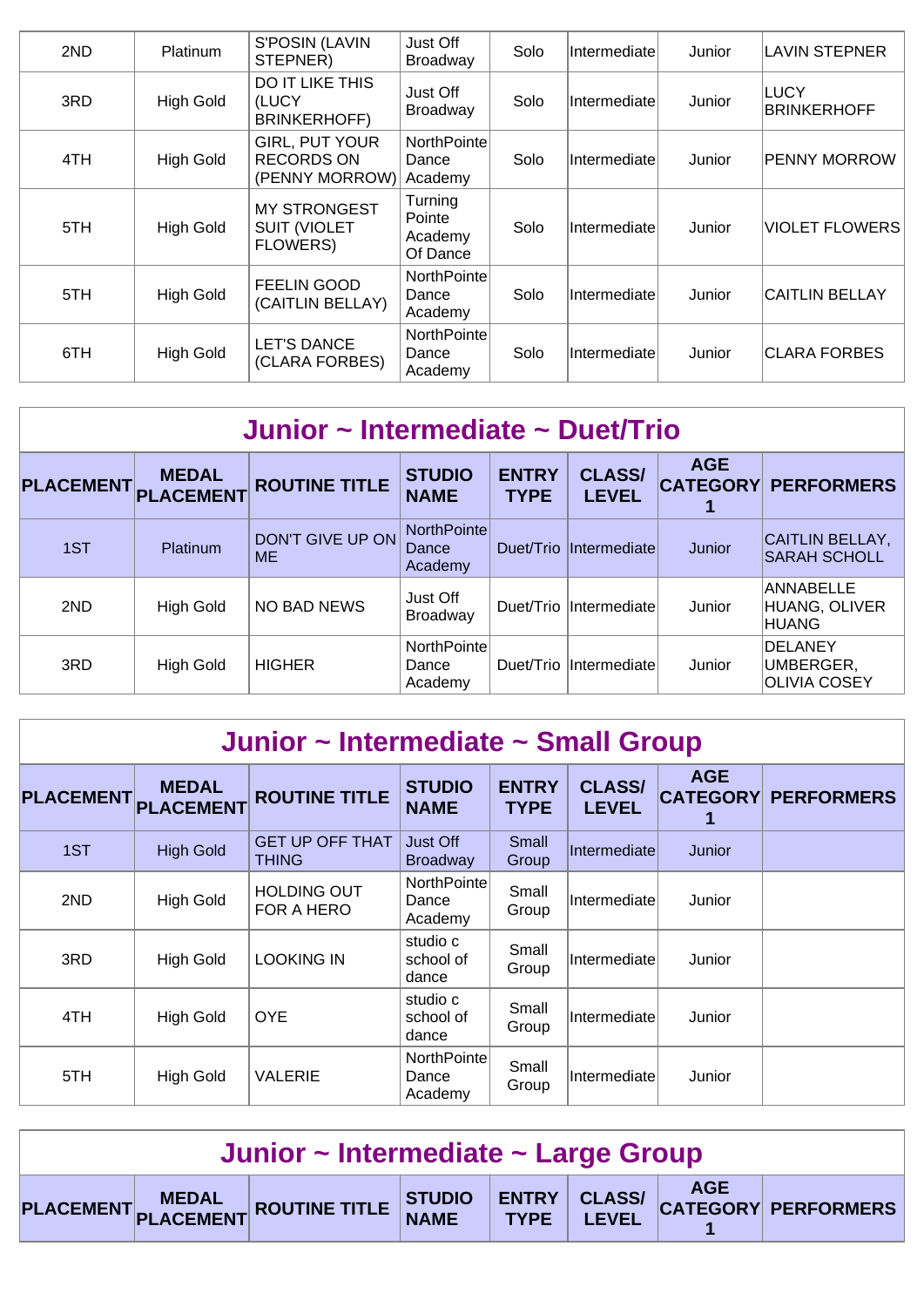| | | | | | | | |
|---|---|---|---|---|---|---|---|
| 2ND | Platinum | S'POSIN (LAVIN STEPNER) | Just Off Broadway | Solo | Intermediate | Junior | LAVIN STEPNER |
| 3RD | High Gold | DO IT LIKE THIS (LUCY BRINKERHOFF) | Just Off Broadway | Solo | Intermediate | Junior | LUCY BRINKERHOFF |
| 4TH | High Gold | GIRL, PUT YOUR RECORDS ON (PENNY MORROW) | NorthPointe Dance Academy | Solo | Intermediate | Junior | PENNY MORROW |
| 5TH | High Gold | MY STRONGEST SUIT (VIOLET FLOWERS) | Turning Pointe Academy Of Dance | Solo | Intermediate | Junior | VIOLET FLOWERS |
| 5TH | High Gold | FEELIN GOOD (CAITLIN BELLAY) | NorthPointe Dance Academy | Solo | Intermediate | Junior | CAITLIN BELLAY |
| 6TH | High Gold | LET'S DANCE (CLARA FORBES) | NorthPointe Dance Academy | Solo | Intermediate | Junior | CLARA FORBES |

## Junior ~ Intermediate ~ Duet/Trio

| PLACEMENT | MEDAL PLACEMENT | ROUTINE TITLE | STUDIO NAME | ENTRY TYPE | CLASS/ LEVEL | AGE CATEGORY 1 | PERFORMERS |
|---|---|---|---|---|---|---|---|
| 1ST | Platinum | DON'T GIVE UP ON ME | NorthPointe Dance Academy | Duet/Trio | Intermediate | Junior | CAITLIN BELLAY, SARAH SCHOLL |
| 2ND | High Gold | NO BAD NEWS | Just Off Broadway | Duet/Trio | Intermediate | Junior | ANNABELLE HUANG, OLIVER HUANG |
| 3RD | High Gold | HIGHER | NorthPointe Dance Academy | Duet/Trio | Intermediate | Junior | DELANEY UMBERGER, OLIVIA COSEY |

## Junior ~ Intermediate ~ Small Group

| PLACEMENT | MEDAL PLACEMENT | ROUTINE TITLE | STUDIO NAME | ENTRY TYPE | CLASS/ LEVEL | AGE CATEGORY 1 | PERFORMERS |
|---|---|---|---|---|---|---|---|
| 1ST | High Gold | GET UP OFF THAT THING | Just Off Broadway | Small Group | Intermediate | Junior | |
| 2ND | High Gold | HOLDING OUT FOR A HERO | NorthPointe Dance Academy | Small Group | Intermediate | Junior | |
| 3RD | High Gold | LOOKING IN | studio c school of dance | Small Group | Intermediate | Junior | |
| 4TH | High Gold | OYE | studio c school of dance | Small Group | Intermediate | Junior | |
| 5TH | High Gold | VALERIE | NorthPointe Dance Academy | Small Group | Intermediate | Junior | |

## Junior ~ Intermediate ~ Large Group

| PLACEMENT | MEDAL PLACEMENT | ROUTINE TITLE | STUDIO NAME | ENTRY TYPE | CLASS/ LEVEL | AGE CATEGORY 1 | PERFORMERS |
|---|---|---|---|---|---|---|---|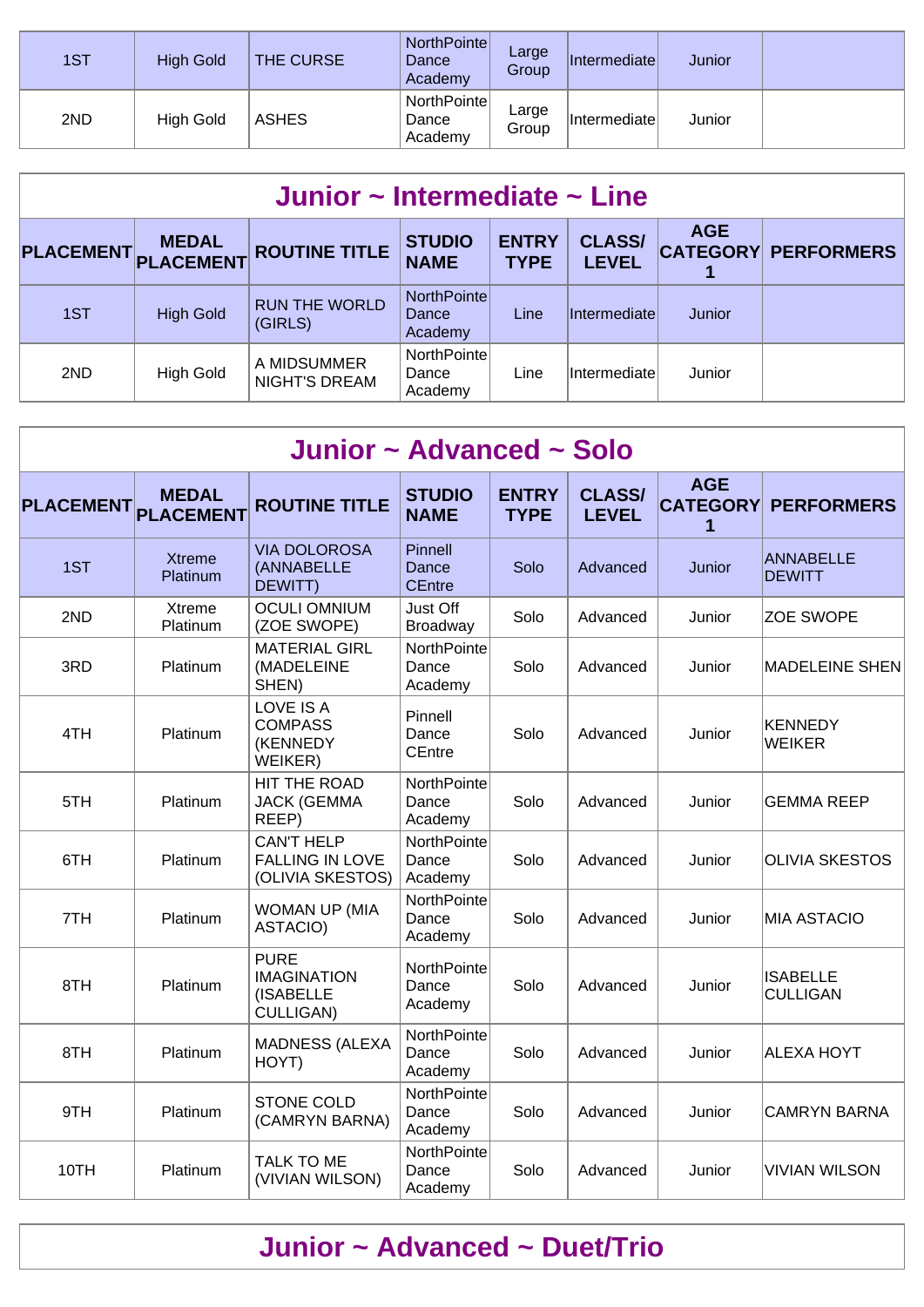| | | | | | | | |
|---|---|---|---|---|---|---|---|
| 1ST | High Gold | THE CURSE | NorthPointe Dance Academy | Large Group | Intermediate | Junior | |
| 2ND | High Gold | ASHES | NorthPointe Dance Academy | Large Group | Intermediate | Junior | |

## Junior ~ Intermediate ~ Line

| PLACEMENT | MEDAL PLACEMENT | ROUTINE TITLE | STUDIO NAME | ENTRY TYPE | CLASS/ LEVEL | AGE CATEGORY 1 | PERFORMERS |
|---|---|---|---|---|---|---|---|
| 1ST | High Gold | RUN THE WORLD (GIRLS) | NorthPointe Dance Academy | Line | Intermediate | Junior | |
| 2ND | High Gold | A MIDSUMMER NIGHT'S DREAM | NorthPointe Dance Academy | Line | Intermediate | Junior | |

## Junior ~ Advanced ~ Solo

| PLACEMENT | MEDAL PLACEMENT | ROUTINE TITLE | STUDIO NAME | ENTRY TYPE | CLASS/ LEVEL | AGE CATEGORY 1 | PERFORMERS |
|---|---|---|---|---|---|---|---|
| 1ST | Xtreme Platinum | VIA DOLOROSA (ANNABELLE DEWITT) | Pinnell Dance CEntre | Solo | Advanced | Junior | ANNABELLE DEWITT |
| 2ND | Xtreme Platinum | OCULI OMNIUM (ZOE SWOPE) | Just Off Broadway | Solo | Advanced | Junior | ZOE SWOPE |
| 3RD | Platinum | MATERIAL GIRL (MADELEINE SHEN) | NorthPointe Dance Academy | Solo | Advanced | Junior | MADELEINE SHEN |
| 4TH | Platinum | LOVE IS A COMPASS (KENNEDY WEIKER) | Pinnell Dance CEntre | Solo | Advanced | Junior | KENNEDY WEIKER |
| 5TH | Platinum | HIT THE ROAD JACK (GEMMA REEP) | NorthPointe Dance Academy | Solo | Advanced | Junior | GEMMA REEP |
| 6TH | Platinum | CAN'T HELP FALLING IN LOVE (OLIVIA SKESTOS) | NorthPointe Dance Academy | Solo | Advanced | Junior | OLIVIA SKESTOS |
| 7TH | Platinum | WOMAN UP (MIA ASTACIO) | NorthPointe Dance Academy | Solo | Advanced | Junior | MIA ASTACIO |
| 8TH | Platinum | PURE IMAGINATION (ISABELLE CULLIGAN) | NorthPointe Dance Academy | Solo | Advanced | Junior | ISABELLE CULLIGAN |
| 8TH | Platinum | MADNESS (ALEXA HOYT) | NorthPointe Dance Academy | Solo | Advanced | Junior | ALEXA HOYT |
| 9TH | Platinum | STONE COLD (CAMRYN BARNA) | NorthPointe Dance Academy | Solo | Advanced | Junior | CAMRYN BARNA |
| 10TH | Platinum | TALK TO ME (VIVIAN WILSON) | NorthPointe Dance Academy | Solo | Advanced | Junior | VIVIAN WILSON |

## Junior ~ Advanced ~ Duet/Trio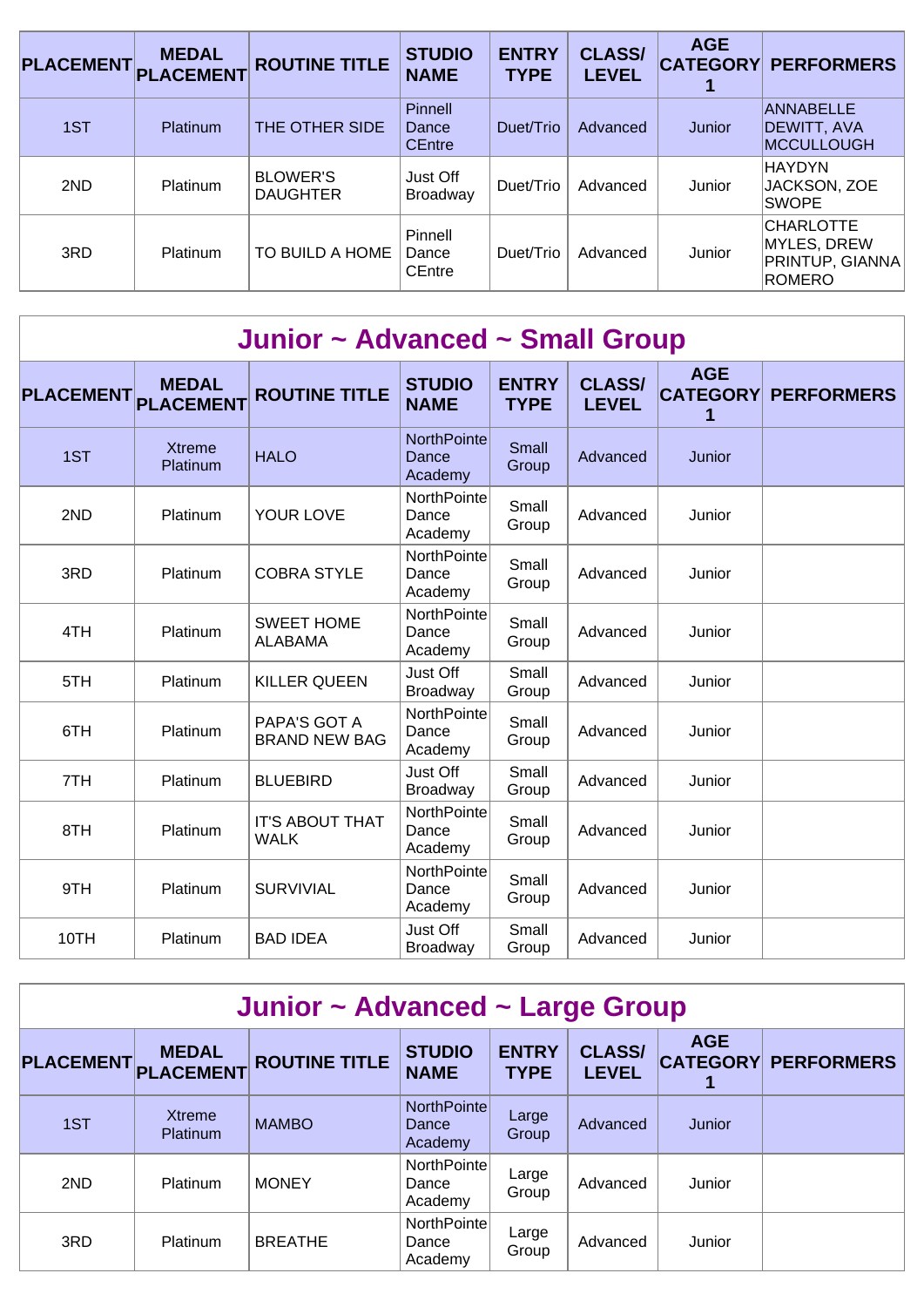| PLACEMENT | MEDAL PLACEMENT | ROUTINE TITLE | STUDIO NAME | ENTRY TYPE | CLASS/ LEVEL | AGE CATEGORY 1 | PERFORMERS |
|---|---|---|---|---|---|---|---|
| 1ST | Platinum | THE OTHER SIDE | Pinnell Dance CEntre | Duet/Trio | Advanced | Junior | ANNABELLE DEWITT, AVA MCCULLOUGH |
| 2ND | Platinum | BLOWER'S DAUGHTER | Just Off Broadway | Duet/Trio | Advanced | Junior | HAYDYN JACKSON, ZOE SWOPE |
| 3RD | Platinum | TO BUILD A HOME | Pinnell Dance CEntre | Duet/Trio | Advanced | Junior | CHARLOTTE MYLES, DREW PRINTUP, GIANNA ROMERO |

## Junior ~ Advanced ~ Small Group

| PLACEMENT | MEDAL PLACEMENT | ROUTINE TITLE | STUDIO NAME | ENTRY TYPE | CLASS/ LEVEL | AGE CATEGORY 1 | PERFORMERS |
|---|---|---|---|---|---|---|---|
| 1ST | Xtreme Platinum | HALO | NorthPointe Dance Academy | Small Group | Advanced | Junior | |
| 2ND | Platinum | YOUR LOVE | NorthPointe Dance Academy | Small Group | Advanced | Junior | |
| 3RD | Platinum | COBRA STYLE | NorthPointe Dance Academy | Small Group | Advanced | Junior | |
| 4TH | Platinum | SWEET HOME ALABAMA | NorthPointe Dance Academy | Small Group | Advanced | Junior | |
| 5TH | Platinum | KILLER QUEEN | Just Off Broadway | Small Group | Advanced | Junior | |
| 6TH | Platinum | PAPA'S GOT A BRAND NEW BAG | NorthPointe Dance Academy | Small Group | Advanced | Junior | |
| 7TH | Platinum | BLUEBIRD | Just Off Broadway | Small Group | Advanced | Junior | |
| 8TH | Platinum | IT'S ABOUT THAT WALK | NorthPointe Dance Academy | Small Group | Advanced | Junior | |
| 9TH | Platinum | SURVIVIAL | NorthPointe Dance Academy | Small Group | Advanced | Junior | |
| 10TH | Platinum | BAD IDEA | Just Off Broadway | Small Group | Advanced | Junior | |

## Junior ~ Advanced ~ Large Group

| PLACEMENT | MEDAL PLACEMENT | ROUTINE TITLE | STUDIO NAME | ENTRY TYPE | CLASS/ LEVEL | AGE CATEGORY 1 | PERFORMERS |
|---|---|---|---|---|---|---|---|
| 1ST | Xtreme Platinum | MAMBO | NorthPointe Dance Academy | Large Group | Advanced | Junior | |
| 2ND | Platinum | MONEY | NorthPointe Dance Academy | Large Group | Advanced | Junior | |
| 3RD | Platinum | BREATHE | NorthPointe Dance Academy | Large Group | Advanced | Junior | |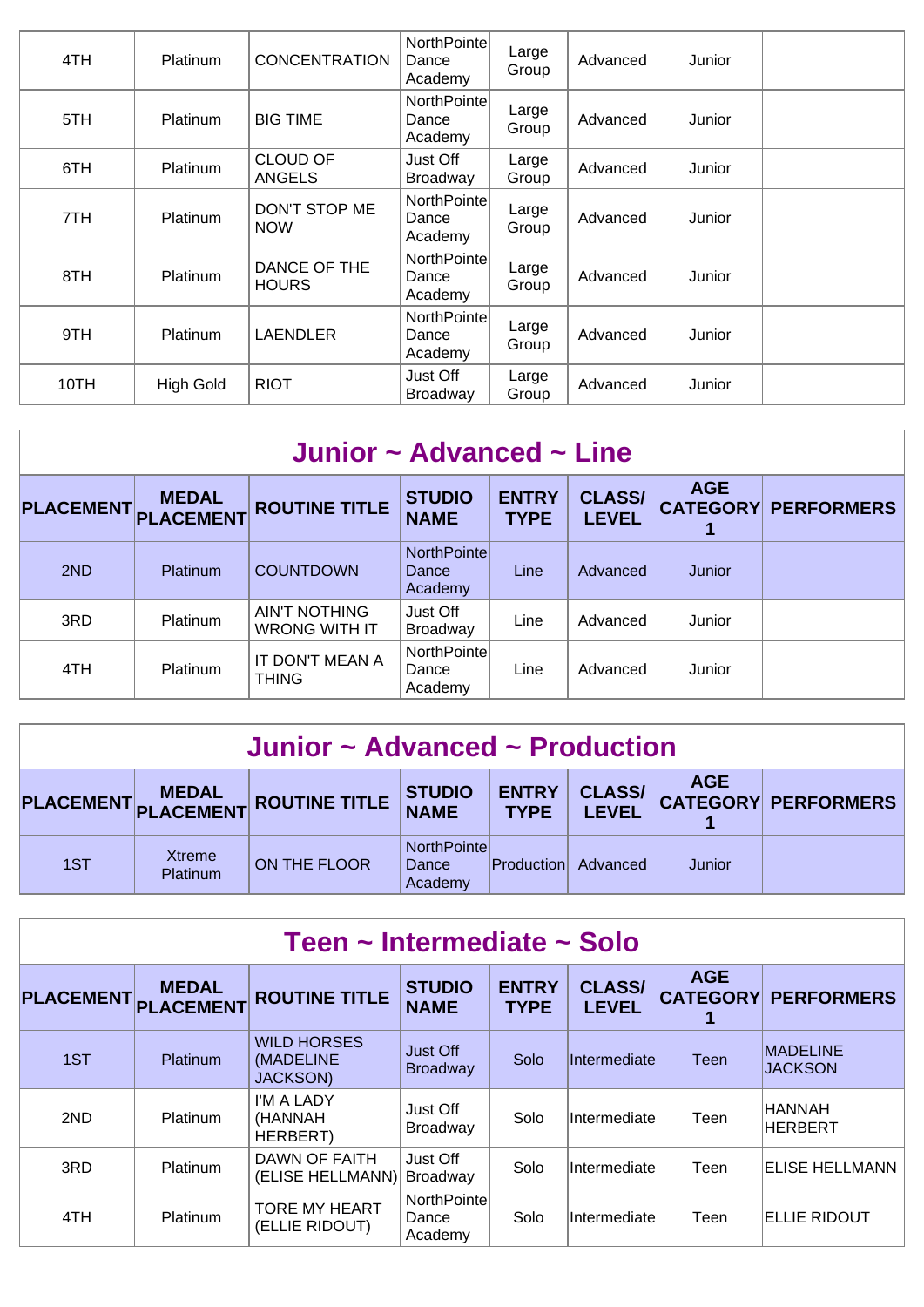| | | | | | | | |
|---|---|---|---|---|---|---|---|
| 4TH | Platinum | CONCENTRATION | NorthPointe Dance Academy | Large Group | Advanced | Junior | |
| 5TH | Platinum | BIG TIME | NorthPointe Dance Academy | Large Group | Advanced | Junior | |
| 6TH | Platinum | CLOUD OF ANGELS | Just Off Broadway | Large Group | Advanced | Junior | |
| 7TH | Platinum | DON'T STOP ME NOW | NorthPointe Dance Academy | Large Group | Advanced | Junior | |
| 8TH | Platinum | DANCE OF THE HOURS | NorthPointe Dance Academy | Large Group | Advanced | Junior | |
| 9TH | Platinum | LAENDLER | NorthPointe Dance Academy | Large Group | Advanced | Junior | |
| 10TH | High Gold | RIOT | Just Off Broadway | Large Group | Advanced | Junior | |

## Junior ~ Advanced ~ Line

| PLACEMENT | MEDAL PLACEMENT | ROUTINE TITLE | STUDIO NAME | ENTRY TYPE | CLASS/ LEVEL | AGE CATEGORY 1 | PERFORMERS |
|---|---|---|---|---|---|---|---|
| 2ND | Platinum | COUNTDOWN | NorthPointe Dance Academy | Line | Advanced | Junior | |
| 3RD | Platinum | AIN'T NOTHING WRONG WITH IT | Just Off Broadway | Line | Advanced | Junior | |
| 4TH | Platinum | IT DON'T MEAN A THING | NorthPointe Dance Academy | Line | Advanced | Junior | |

## Junior ~ Advanced ~ Production

| PLACEMENT | MEDAL PLACEMENT | ROUTINE TITLE | STUDIO NAME | ENTRY TYPE | CLASS/ LEVEL | AGE CATEGORY 1 | PERFORMERS |
|---|---|---|---|---|---|---|---|
| 1ST | Xtreme Platinum | ON THE FLOOR | NorthPointe Dance Academy | Production | Advanced | Junior | |

## Teen ~ Intermediate ~ Solo

| PLACEMENT | MEDAL PLACEMENT | ROUTINE TITLE | STUDIO NAME | ENTRY TYPE | CLASS/ LEVEL | AGE CATEGORY 1 | PERFORMERS |
|---|---|---|---|---|---|---|---|
| 1ST | Platinum | WILD HORSES (MADELINE JACKSON) | Just Off Broadway | Solo | Intermediate | Teen | MADELINE JACKSON |
| 2ND | Platinum | I'M A LADY (HANNAH HERBERT) | Just Off Broadway | Solo | Intermediate | Teen | HANNAH HERBERT |
| 3RD | Platinum | DAWN OF FAITH (ELISE HELLMANN) | Just Off Broadway | Solo | Intermediate | Teen | ELISE HELLMANN |
| 4TH | Platinum | TORE MY HEART (ELLIE RIDOUT) | NorthPointe Dance Academy | Solo | Intermediate | Teen | ELLIE RIDOUT |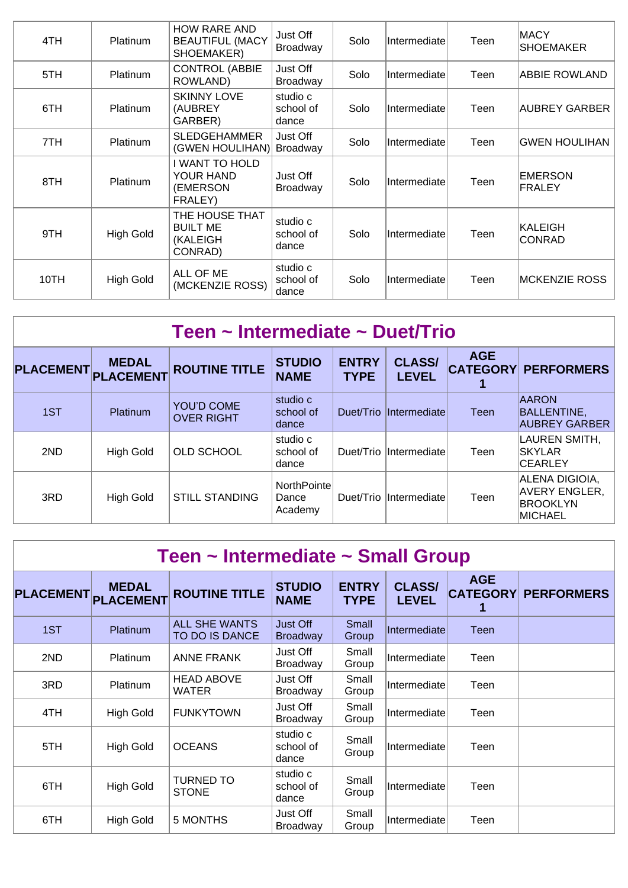| | | | | | | | |
|---|---|---|---|---|---|---|---|
| 4TH | Platinum | HOW RARE AND BEAUTIFUL (MACY SHOEMAKER) | Just Off Broadway | Solo | Intermediate | Teen | MACY SHOEMAKER |
| 5TH | Platinum | CONTROL (ABBIE ROWLAND) | Just Off Broadway | Solo | Intermediate | Teen | ABBIE ROWLAND |
| 6TH | Platinum | SKINNY LOVE (AUBREY GARBER) | studio c school of dance | Solo | Intermediate | Teen | AUBREY GARBER |
| 7TH | Platinum | SLEDGEHAMMER (GWEN HOULIHAN) | Just Off Broadway | Solo | Intermediate | Teen | GWEN HOULIHAN |
| 8TH | Platinum | I WANT TO HOLD YOUR HAND (EMERSON FRALEY) | Just Off Broadway | Solo | Intermediate | Teen | EMERSON FRALEY |
| 9TH | High Gold | THE HOUSE THAT BUILT ME (KALEIGH CONRAD) | studio c school of dance | Solo | Intermediate | Teen | KALEIGH CONRAD |
| 10TH | High Gold | ALL OF ME (MCKENZIE ROSS) | studio c school of dance | Solo | Intermediate | Teen | MCKENZIE ROSS |

## Teen ~ Intermediate ~ Duet/Trio

| PLACEMENT | MEDAL PLACEMENT | ROUTINE TITLE | STUDIO NAME | ENTRY TYPE | CLASS/ LEVEL | AGE CATEGORY 1 | PERFORMERS |
|---|---|---|---|---|---|---|---|
| 1ST | Platinum | YOU'D COME OVER RIGHT | studio c school of dance | Duet/Trio | Intermediate | Teen | AARON BALLENTINE, AUBREY GARBER |
| 2ND | High Gold | OLD SCHOOL | studio c school of dance | Duet/Trio | Intermediate | Teen | LAUREN SMITH, SKYLAR CEARLEY |
| 3RD | High Gold | STILL STANDING | NorthPointe Dance Academy | Duet/Trio | Intermediate | Teen | ALENA DIGIOIA, AVERY ENGLER, BROOKLYN MICHAEL |

## Teen ~ Intermediate ~ Small Group

| PLACEMENT | MEDAL PLACEMENT | ROUTINE TITLE | STUDIO NAME | ENTRY TYPE | CLASS/ LEVEL | AGE CATEGORY 1 | PERFORMERS |
|---|---|---|---|---|---|---|---|
| 1ST | Platinum | ALL SHE WANTS TO DO IS DANCE | Just Off Broadway | Small Group | Intermediate | Teen | |
| 2ND | Platinum | ANNE FRANK | Just Off Broadway | Small Group | Intermediate | Teen | |
| 3RD | Platinum | HEAD ABOVE WATER | Just Off Broadway | Small Group | Intermediate | Teen | |
| 4TH | High Gold | FUNKYTOWN | Just Off Broadway | Small Group | Intermediate | Teen | |
| 5TH | High Gold | OCEANS | studio c school of dance | Small Group | Intermediate | Teen | |
| 6TH | High Gold | TURNED TO STONE | studio c school of dance | Small Group | Intermediate | Teen | |
| 6TH | High Gold | 5 MONTHS | Just Off Broadway | Small Group | Intermediate | Teen | |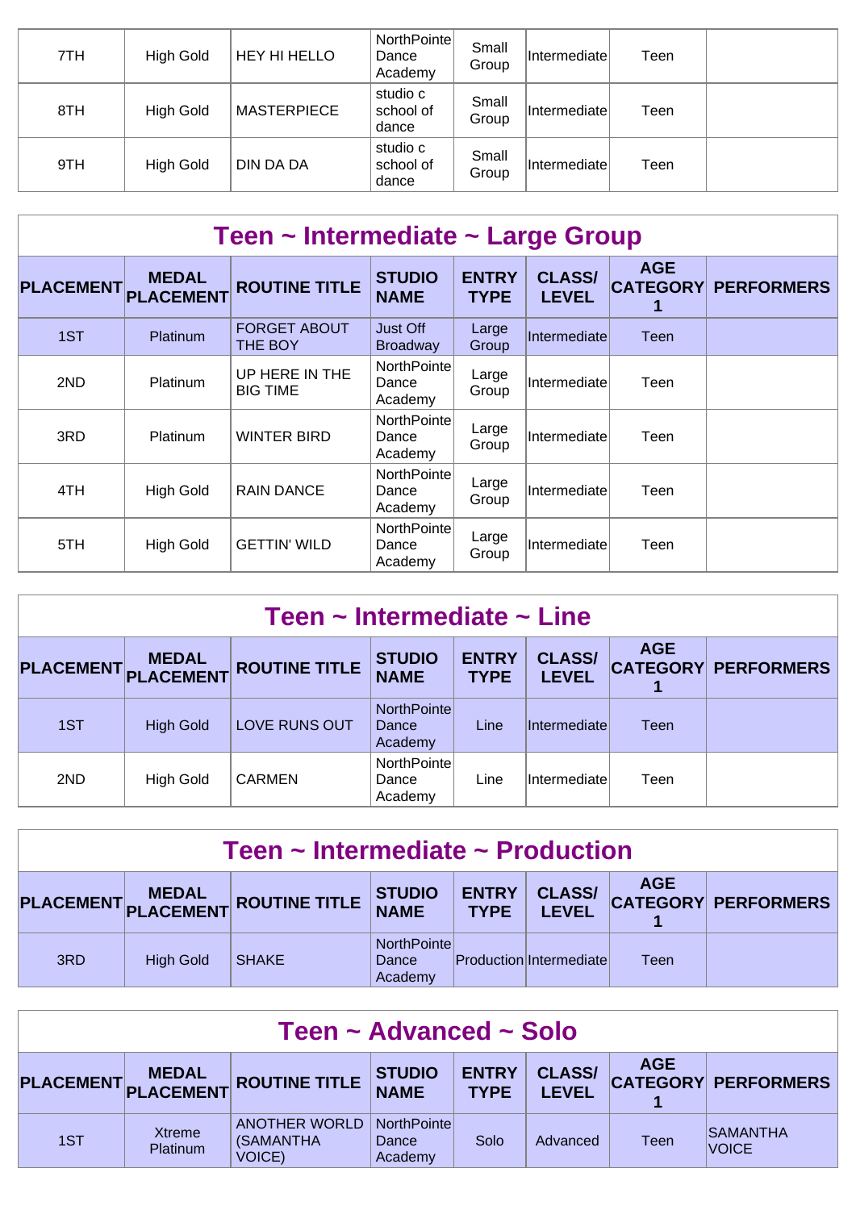| | | | | | | | |
|---|---|---|---|---|---|---|---|
| 7TH | High Gold | HEY HI HELLO | NorthPointe Dance Academy | Small Group | Intermediate | Teen | |
| 8TH | High Gold | MASTERPIECE | studio c school of dance | Small Group | Intermediate | Teen | |
| 9TH | High Gold | DIN DA DA | studio c school of dance | Small Group | Intermediate | Teen | |

## Teen ~ Intermediate ~ Large Group

| PLACEMENT | MEDAL PLACEMENT | ROUTINE TITLE | STUDIO NAME | ENTRY TYPE | CLASS/ LEVEL | AGE CATEGORY 1 | PERFORMERS |
|---|---|---|---|---|---|---|---|
| 1ST | Platinum | FORGET ABOUT THE BOY | Just Off Broadway | Large Group | Intermediate | Teen | |
| 2ND | Platinum | UP HERE IN THE BIG TIME | NorthPointe Dance Academy | Large Group | Intermediate | Teen | |
| 3RD | Platinum | WINTER BIRD | NorthPointe Dance Academy | Large Group | Intermediate | Teen | |
| 4TH | High Gold | RAIN DANCE | NorthPointe Dance Academy | Large Group | Intermediate | Teen | |
| 5TH | High Gold | GETTIN' WILD | NorthPointe Dance Academy | Large Group | Intermediate | Teen | |

## Teen ~ Intermediate ~ Line

| PLACEMENT | MEDAL PLACEMENT | ROUTINE TITLE | STUDIO NAME | ENTRY TYPE | CLASS/ LEVEL | AGE CATEGORY 1 | PERFORMERS |
|---|---|---|---|---|---|---|---|
| 1ST | High Gold | LOVE RUNS OUT | NorthPointe Dance Academy | Line | Intermediate | Teen | |
| 2ND | High Gold | CARMEN | NorthPointe Dance Academy | Line | Intermediate | Teen | |

## Teen ~ Intermediate ~ Production

| PLACEMENT | MEDAL PLACEMENT | ROUTINE TITLE | STUDIO NAME | ENTRY TYPE | CLASS/ LEVEL | AGE CATEGORY 1 | PERFORMERS |
|---|---|---|---|---|---|---|---|
| 3RD | High Gold | SHAKE | NorthPointe Dance Academy | Production | Intermediate | Teen | |

## Teen ~ Advanced ~ Solo

| PLACEMENT | MEDAL PLACEMENT | ROUTINE TITLE | STUDIO NAME | ENTRY TYPE | CLASS/ LEVEL | AGE CATEGORY 1 | PERFORMERS |
|---|---|---|---|---|---|---|---|
| 1ST | Xtreme Platinum | ANOTHER WORLD (SAMANTHA VOICE) | NorthPointe Dance Academy | Solo | Advanced | Teen | SAMANTHA VOICE |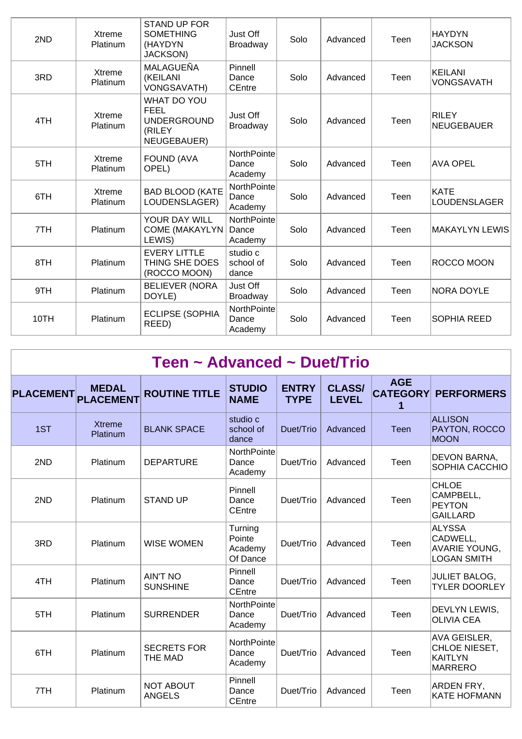| | | | | | | | |
|---|---|---|---|---|---|---|---|
| 2ND | Xtreme Platinum | STAND UP FOR SOMETHING (HAYDYN JACKSON) | Just Off Broadway | Solo | Advanced | Teen | HAYDYN JACKSON |
| 3RD | Xtreme Platinum | MALAGUEÑA (KEILANI VONGSAVATH) | Pinnell Dance CEntre | Solo | Advanced | Teen | KEILANI VONGSAVATH |
| 4TH | Xtreme Platinum | WHAT DO YOU FEEL UNDERGROUND (RILEY NEUGEBAUER) | Just Off Broadway | Solo | Advanced | Teen | RILEY NEUGEBAUER |
| 5TH | Xtreme Platinum | FOUND (AVA OPEL) | NorthPointe Dance Academy | Solo | Advanced | Teen | AVA OPEL |
| 6TH | Xtreme Platinum | BAD BLOOD (KATE LOUDENSLAGER) | NorthPointe Dance Academy | Solo | Advanced | Teen | KATE LOUDENSLAGER |
| 7TH | Platinum | YOUR DAY WILL COME (MAKAYLYN LEWIS) | NorthPointe Dance Academy | Solo | Advanced | Teen | MAKAYLYN LEWIS |
| 8TH | Platinum | EVERY LITTLE THING SHE DOES (ROCCO MOON) | studio c school of dance | Solo | Advanced | Teen | ROCCO MOON |
| 9TH | Platinum | BELIEVER (NORA DOYLE) | Just Off Broadway | Solo | Advanced | Teen | NORA DOYLE |
| 10TH | Platinum | ECLIPSE (SOPHIA REED) | NorthPointe Dance Academy | Solo | Advanced | Teen | SOPHIA REED |

## Teen ~ Advanced ~ Duet/Trio

| PLACEMENT | MEDAL PLACEMENT | ROUTINE TITLE | STUDIO NAME | ENTRY TYPE | CLASS/ LEVEL | AGE CATEGORY 1 | PERFORMERS |
|---|---|---|---|---|---|---|---|
| 1ST | Xtreme Platinum | BLANK SPACE | studio c school of dance | Duet/Trio | Advanced | Teen | ALLISON PAYTON, ROCCO MOON |
| 2ND | Platinum | DEPARTURE | NorthPointe Dance Academy | Duet/Trio | Advanced | Teen | DEVON BARNA, SOPHIA CACCHIO |
| 2ND | Platinum | STAND UP | Pinnell Dance CEntre | Duet/Trio | Advanced | Teen | CHLOE CAMPBELL, PEYTON GAILLARD |
| 3RD | Platinum | WISE WOMEN | Turning Pointe Academy Of Dance | Duet/Trio | Advanced | Teen | ALYSSA CADWELL, AVARIE YOUNG, LOGAN SMITH |
| 4TH | Platinum | AIN'T NO SUNSHINE | Pinnell Dance CEntre | Duet/Trio | Advanced | Teen | JULIET BALOG, TYLER DOORLEY |
| 5TH | Platinum | SURRENDER | NorthPointe Dance Academy | Duet/Trio | Advanced | Teen | DEVLYN LEWIS, OLIVIA CEA |
| 6TH | Platinum | SECRETS FOR THE MAD | NorthPointe Dance Academy | Duet/Trio | Advanced | Teen | AVA GEISLER, CHLOE NIESET, KAITLYN MARRERO |
| 7TH | Platinum | NOT ABOUT ANGELS | Pinnell Dance CEntre | Duet/Trio | Advanced | Teen | ARDEN FRY, KATE HOFMANN |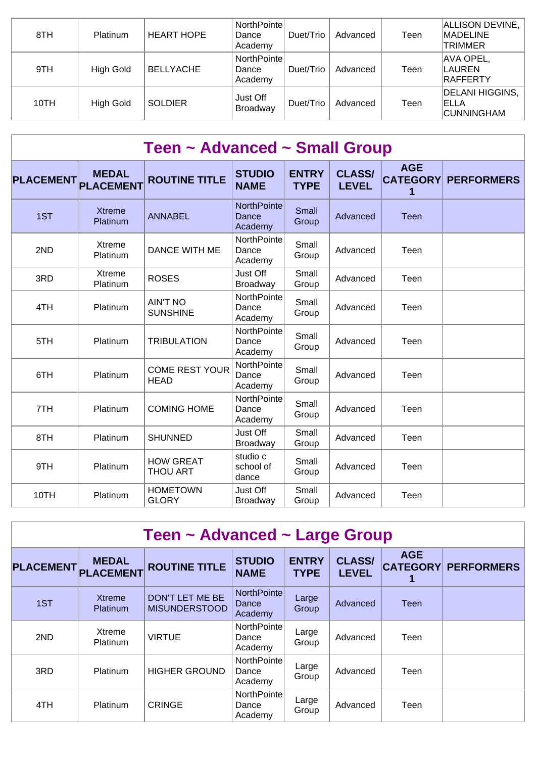| | | | | | | | |
|---|---|---|---|---|---|---|---|
| 8TH | Platinum | HEART HOPE | NorthPointe Dance Academy | Duet/Trio | Advanced | Teen | ALLISON DEVINE, MADELINE TRIMMER |
| 9TH | High Gold | BELLYACHE | NorthPointe Dance Academy | Duet/Trio | Advanced | Teen | AVA OPEL, LAUREN RAFFERTY |
| 10TH | High Gold | SOLDIER | Just Off Broadway | Duet/Trio | Advanced | Teen | DELANI HIGGINS, ELLA CUNNINGHAM |

## Teen ~ Advanced ~ Small Group

| PLACEMENT | MEDAL PLACEMENT | ROUTINE TITLE | STUDIO NAME | ENTRY TYPE | CLASS/ LEVEL | AGE CATEGORY 1 | PERFORMERS |
|---|---|---|---|---|---|---|---|
| 1ST | Xtreme Platinum | ANNABEL | NorthPointe Dance Academy | Small Group | Advanced | Teen | |
| 2ND | Xtreme Platinum | DANCE WITH ME | NorthPointe Dance Academy | Small Group | Advanced | Teen | |
| 3RD | Xtreme Platinum | ROSES | Just Off Broadway | Small Group | Advanced | Teen | |
| 4TH | Platinum | AIN'T NO SUNSHINE | NorthPointe Dance Academy | Small Group | Advanced | Teen | |
| 5TH | Platinum | TRIBULATION | NorthPointe Dance Academy | Small Group | Advanced | Teen | |
| 6TH | Platinum | COME REST YOUR HEAD | NorthPointe Dance Academy | Small Group | Advanced | Teen | |
| 7TH | Platinum | COMING HOME | NorthPointe Dance Academy | Small Group | Advanced | Teen | |
| 8TH | Platinum | SHUNNED | Just Off Broadway | Small Group | Advanced | Teen | |
| 9TH | Platinum | HOW GREAT THOU ART | studio c school of dance | Small Group | Advanced | Teen | |
| 10TH | Platinum | HOMETOWN GLORY | Just Off Broadway | Small Group | Advanced | Teen | |

## Teen ~ Advanced ~ Large Group

| PLACEMENT | MEDAL PLACEMENT | ROUTINE TITLE | STUDIO NAME | ENTRY TYPE | CLASS/ LEVEL | AGE CATEGORY 1 | PERFORMERS |
|---|---|---|---|---|---|---|---|
| 1ST | Xtreme Platinum | DON'T LET ME BE MISUNDERSTOOD | NorthPointe Dance Academy | Large Group | Advanced | Teen | |
| 2ND | Xtreme Platinum | VIRTUE | NorthPointe Dance Academy | Large Group | Advanced | Teen | |
| 3RD | Platinum | HIGHER GROUND | NorthPointe Dance Academy | Large Group | Advanced | Teen | |
| 4TH | Platinum | CRINGE | NorthPointe Dance Academy | Large Group | Advanced | Teen | |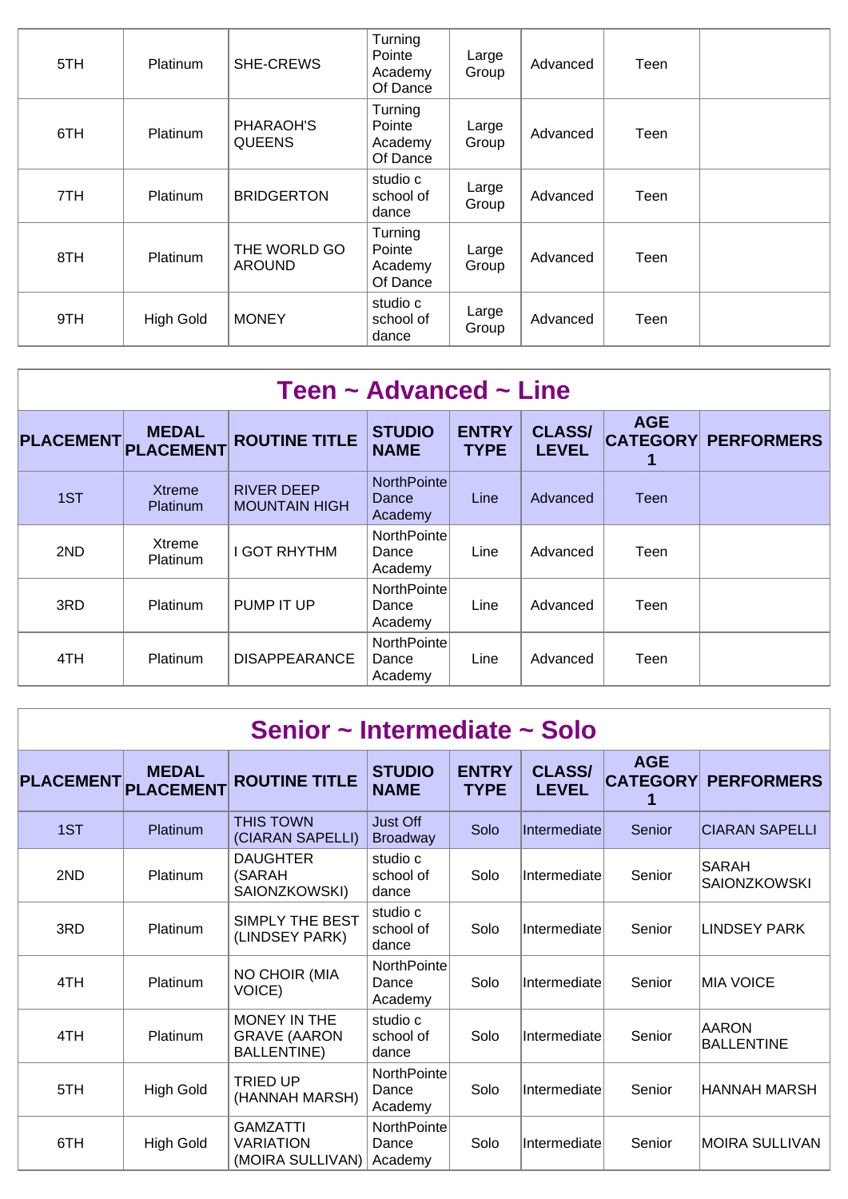| | | | | | | | |
|---|---|---|---|---|---|---|---|
| 5TH | Platinum | SHE-CREWS | Turning Pointe Academy Of Dance | Large Group | Advanced | Teen | |
| 6TH | Platinum | PHARAOH'S QUEENS | Turning Pointe Academy Of Dance | Large Group | Advanced | Teen | |
| 7TH | Platinum | BRIDGERTON | studio c school of dance | Large Group | Advanced | Teen | |
| 8TH | Platinum | THE WORLD GO AROUND | Turning Pointe Academy Of Dance | Large Group | Advanced | Teen | |
| 9TH | High Gold | MONEY | studio c school of dance | Large Group | Advanced | Teen | |

## Teen ~ Advanced ~ Line

| PLACEMENT | MEDAL PLACEMENT | ROUTINE TITLE | STUDIO NAME | ENTRY TYPE | CLASS/ LEVEL | AGE CATEGORY 1 | PERFORMERS |
|---|---|---|---|---|---|---|---|
| 1ST | Xtreme Platinum | RIVER DEEP MOUNTAIN HIGH | NorthPointe Dance Academy | Line | Advanced | Teen | |
| 2ND | Xtreme Platinum | I GOT RHYTHM | NorthPointe Dance Academy | Line | Advanced | Teen | |
| 3RD | Platinum | PUMP IT UP | NorthPointe Dance Academy | Line | Advanced | Teen | |
| 4TH | Platinum | DISAPPEARANCE | NorthPointe Dance Academy | Line | Advanced | Teen | |

## Senior ~ Intermediate ~ Solo

| PLACEMENT | MEDAL PLACEMENT | ROUTINE TITLE | STUDIO NAME | ENTRY TYPE | CLASS/ LEVEL | AGE CATEGORY 1 | PERFORMERS |
|---|---|---|---|---|---|---|---|
| 1ST | Platinum | THIS TOWN (CIARAN SAPELLI) | Just Off Broadway | Solo | Intermediate | Senior | CIARAN SAPELLI |
| 2ND | Platinum | DAUGHTER (SARAH SAIONZKOWSKI) | studio c school of dance | Solo | Intermediate | Senior | SARAH SAIONZKOWSKI |
| 3RD | Platinum | SIMPLY THE BEST (LINDSEY PARK) | studio c school of dance | Solo | Intermediate | Senior | LINDSEY PARK |
| 4TH | Platinum | NO CHOIR (MIA VOICE) | NorthPointe Dance Academy | Solo | Intermediate | Senior | MIA VOICE |
| 4TH | Platinum | MONEY IN THE GRAVE (AARON BALLENTINE) | studio c school of dance | Solo | Intermediate | Senior | AARON BALLENTINE |
| 5TH | High Gold | TRIED UP (HANNAH MARSH) | NorthPointe Dance Academy | Solo | Intermediate | Senior | HANNAH MARSH |
| 6TH | High Gold | GAMZATTI VARIATION (MOIRA SULLIVAN) | NorthPointe Dance Academy | Solo | Intermediate | Senior | MOIRA SULLIVAN |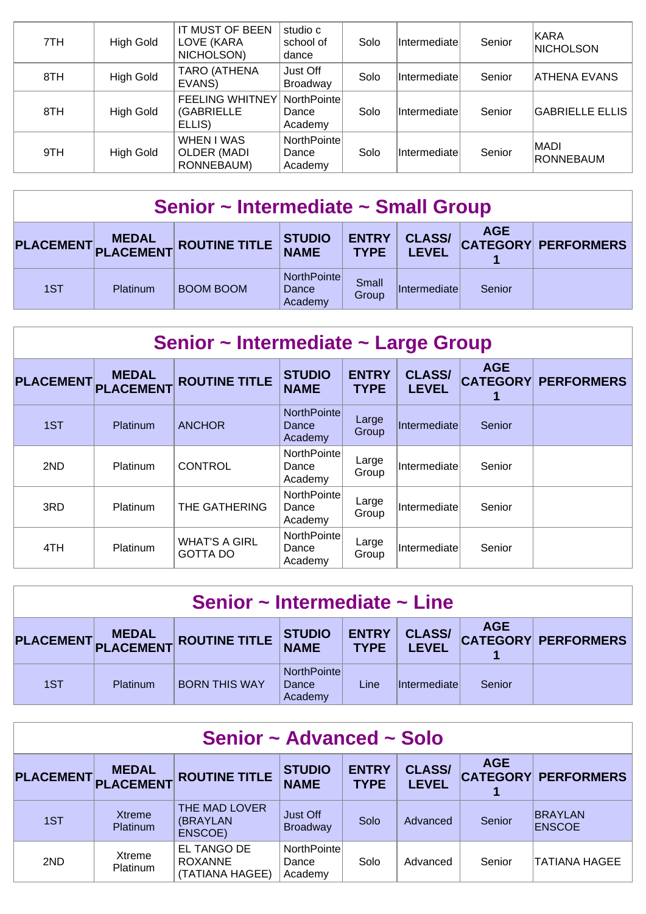| | | | | | | | |
|---|---|---|---|---|---|---|---|
| 7TH | High Gold | IT MUST OF BEEN LOVE (KARA NICHOLSON) | studio c school of dance | Solo | Intermediate | Senior | KARA NICHOLSON |
| 8TH | High Gold | TARO (ATHENA EVANS) | Just Off Broadway | Solo | Intermediate | Senior | ATHENA EVANS |
| 8TH | High Gold | FEELING WHITNEY (GABRIELLE ELLIS) | NorthPointe Dance Academy | Solo | Intermediate | Senior | GABRIELLE ELLIS |
| 9TH | High Gold | WHEN I WAS OLDER (MADI RONNEBAUM) | NorthPointe Dance Academy | Solo | Intermediate | Senior | MADI RONNEBAUM |

## Senior ~ Intermediate ~ Small Group

| PLACEMENT | MEDAL PLACEMENT | ROUTINE TITLE | STUDIO NAME | ENTRY TYPE | CLASS/ LEVEL | AGE CATEGORY 1 | PERFORMERS |
|---|---|---|---|---|---|---|---|
| 1ST | Platinum | BOOM BOOM | NorthPointe Dance Academy | Small Group | Intermediate | Senior | |

## Senior ~ Intermediate ~ Large Group

| PLACEMENT | MEDAL PLACEMENT | ROUTINE TITLE | STUDIO NAME | ENTRY TYPE | CLASS/ LEVEL | AGE CATEGORY 1 | PERFORMERS |
|---|---|---|---|---|---|---|---|
| 1ST | Platinum | ANCHOR | NorthPointe Dance Academy | Large Group | Intermediate | Senior | |
| 2ND | Platinum | CONTROL | NorthPointe Dance Academy | Large Group | Intermediate | Senior | |
| 3RD | Platinum | THE GATHERING | NorthPointe Dance Academy | Large Group | Intermediate | Senior | |
| 4TH | Platinum | WHAT'S A GIRL GOTTA DO | NorthPointe Dance Academy | Large Group | Intermediate | Senior | |

## Senior ~ Intermediate ~ Line

| PLACEMENT | MEDAL PLACEMENT | ROUTINE TITLE | STUDIO NAME | ENTRY TYPE | CLASS/ LEVEL | AGE CATEGORY 1 | PERFORMERS |
|---|---|---|---|---|---|---|---|
| 1ST | Platinum | BORN THIS WAY | NorthPointe Dance Academy | Line | Intermediate | Senior | |

## Senior ~ Advanced ~ Solo

| PLACEMENT | MEDAL PLACEMENT | ROUTINE TITLE | STUDIO NAME | ENTRY TYPE | CLASS/ LEVEL | AGE CATEGORY 1 | PERFORMERS |
|---|---|---|---|---|---|---|---|
| 1ST | Xtreme Platinum | THE MAD LOVER (BRAYLAN ENSCOE) | Just Off Broadway | Solo | Advanced | Senior | BRAYLAN ENSCOE |
| 2ND | Xtreme Platinum | EL TANGO DE ROXANNE (TATIANA HAGEE) | NorthPointe Dance Academy | Solo | Advanced | Senior | TATIANA HAGEE |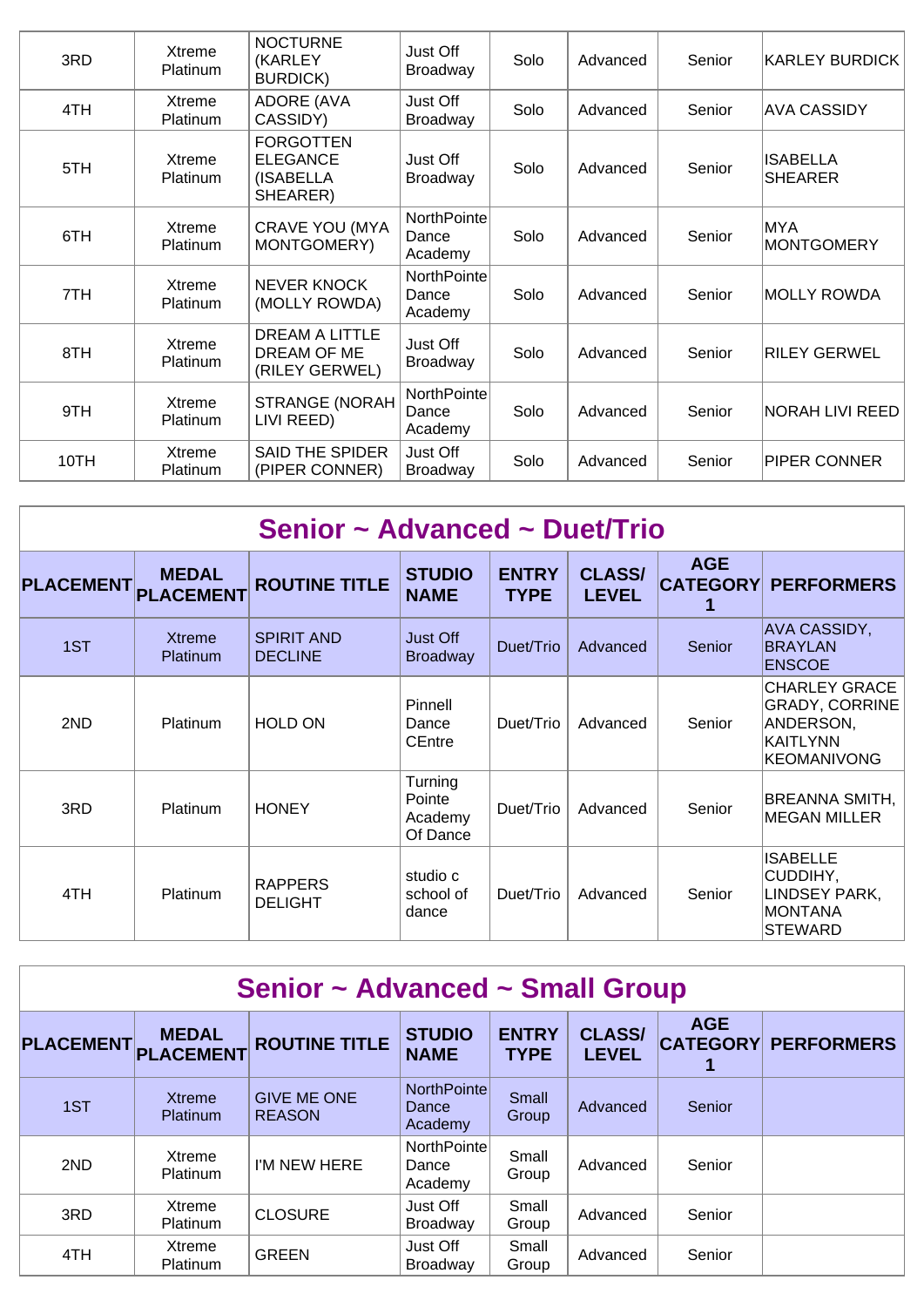| | | | | | | | |
|---|---|---|---|---|---|---|---|
| 3RD | Xtreme Platinum | NOCTURNE (KARLEY BURDICK) | Just Off Broadway | Solo | Advanced | Senior | KARLEY BURDICK |
| 4TH | Xtreme Platinum | ADORE (AVA CASSIDY) | Just Off Broadway | Solo | Advanced | Senior | AVA CASSIDY |
| 5TH | Xtreme Platinum | FORGOTTEN ELEGANCE (ISABELLA SHEARER) | Just Off Broadway | Solo | Advanced | Senior | ISABELLA SHEARER |
| 6TH | Xtreme Platinum | CRAVE YOU (MYA MONTGOMERY) | NorthPointe Dance Academy | Solo | Advanced | Senior | MYA MONTGOMERY |
| 7TH | Xtreme Platinum | NEVER KNOCK (MOLLY ROWDA) | NorthPointe Dance Academy | Solo | Advanced | Senior | MOLLY ROWDA |
| 8TH | Xtreme Platinum | DREAM A LITTLE DREAM OF ME (RILEY GERWEL) | Just Off Broadway | Solo | Advanced | Senior | RILEY GERWEL |
| 9TH | Xtreme Platinum | STRANGE (NORAH LIVI REED) | NorthPointe Dance Academy | Solo | Advanced | Senior | NORAH LIVI REED |
| 10TH | Xtreme Platinum | SAID THE SPIDER (PIPER CONNER) | Just Off Broadway | Solo | Advanced | Senior | PIPER CONNER |

## Senior ~ Advanced ~ Duet/Trio

| PLACEMENT | MEDAL PLACEMENT | ROUTINE TITLE | STUDIO NAME | ENTRY TYPE | CLASS/ LEVEL | AGE CATEGORY 1 | PERFORMERS |
|---|---|---|---|---|---|---|---|
| 1ST | Xtreme Platinum | SPIRIT AND DECLINE | Just Off Broadway | Duet/Trio | Advanced | Senior | AVA CASSIDY, BRAYLAN ENSCOE |
| 2ND | Platinum | HOLD ON | Pinnell Dance CEntre | Duet/Trio | Advanced | Senior | CHARLEY GRACE GRADY, CORRINE ANDERSON, KAITLYNN KEOMANIVONG |
| 3RD | Platinum | HONEY | Turning Pointe Academy Of Dance | Duet/Trio | Advanced | Senior | BREANNA SMITH, MEGAN MILLER |
| 4TH | Platinum | RAPPERS DELIGHT | studio c school of dance | Duet/Trio | Advanced | Senior | ISABELLE CUDDIHY, LINDSEY PARK, MONTANA STEWARD |

## Senior ~ Advanced ~ Small Group

| PLACEMENT | MEDAL PLACEMENT | ROUTINE TITLE | STUDIO NAME | ENTRY TYPE | CLASS/ LEVEL | AGE CATEGORY 1 | PERFORMERS |
|---|---|---|---|---|---|---|---|
| 1ST | Xtreme Platinum | GIVE ME ONE REASON | NorthPointe Dance Academy | Small Group | Advanced | Senior | |
| 2ND | Xtreme Platinum | I'M NEW HERE | NorthPointe Dance Academy | Small Group | Advanced | Senior | |
| 3RD | Xtreme Platinum | CLOSURE | Just Off Broadway | Small Group | Advanced | Senior | |
| 4TH | Xtreme Platinum | GREEN | Just Off Broadway | Small Group | Advanced | Senior | |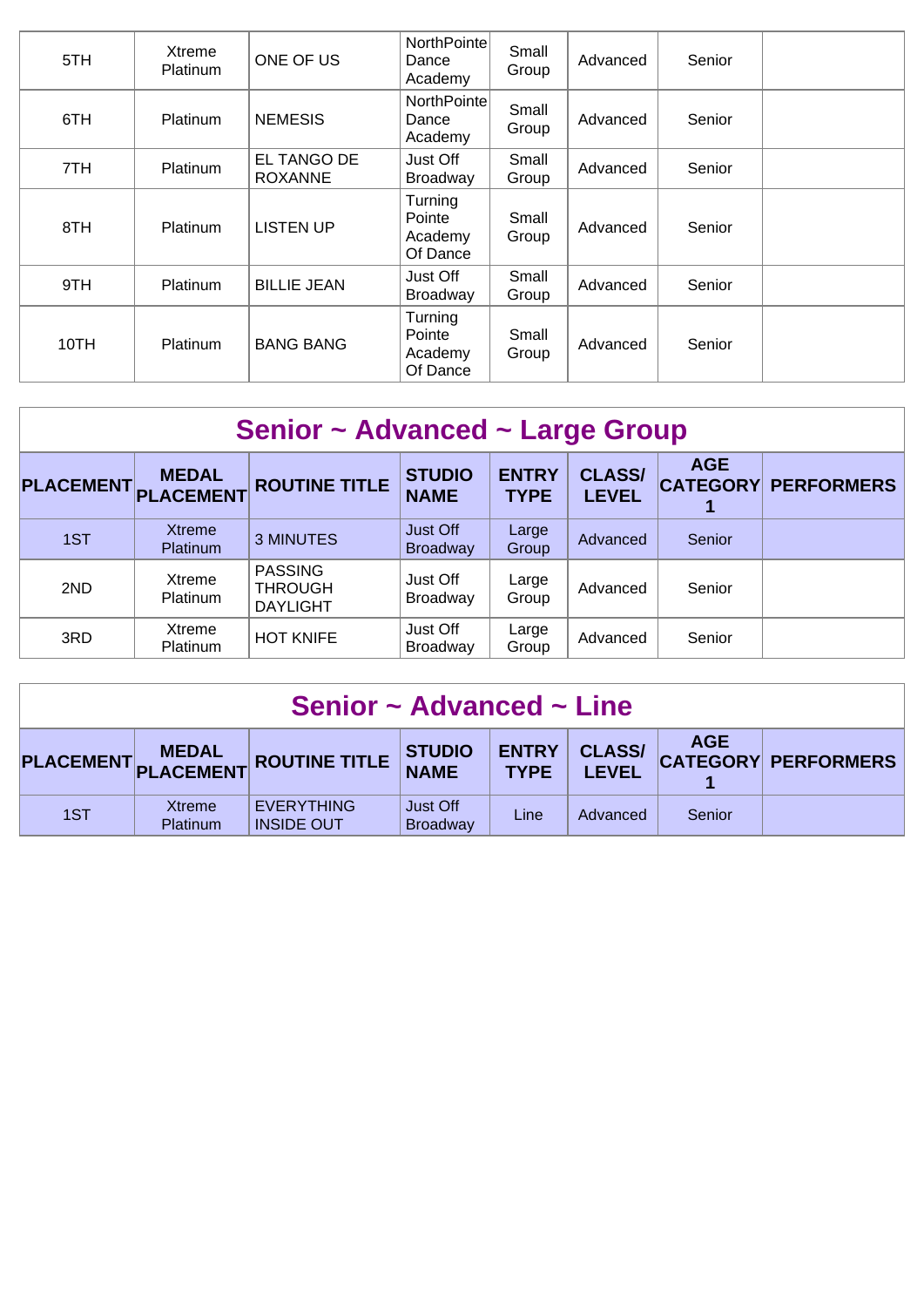| | | | | | | | |
|---|---|---|---|---|---|---|---|
| 5TH | Xtreme Platinum | ONE OF US | NorthPointe Dance Academy | Small Group | Advanced | Senior | |
| 6TH | Platinum | NEMESIS | NorthPointe Dance Academy | Small Group | Advanced | Senior | |
| 7TH | Platinum | EL TANGO DE ROXANNE | Just Off Broadway | Small Group | Advanced | Senior | |
| 8TH | Platinum | LISTEN UP | Turning Pointe Academy Of Dance | Small Group | Advanced | Senior | |
| 9TH | Platinum | BILLIE JEAN | Just Off Broadway | Small Group | Advanced | Senior | |
| 10TH | Platinum | BANG BANG | Turning Pointe Academy Of Dance | Small Group | Advanced | Senior | |

## Senior ~ Advanced ~ Large Group

| PLACEMENT | MEDAL PLACEMENT | ROUTINE TITLE | STUDIO NAME | ENTRY TYPE | CLASS/ LEVEL | AGE CATEGORY 1 | PERFORMERS |
|---|---|---|---|---|---|---|---|
| 1ST | Xtreme Platinum | 3 MINUTES | Just Off Broadway | Large Group | Advanced | Senior | |
| 2ND | Xtreme Platinum | PASSING THROUGH DAYLIGHT | Just Off Broadway | Large Group | Advanced | Senior | |
| 3RD | Xtreme Platinum | HOT KNIFE | Just Off Broadway | Large Group | Advanced | Senior | |

## Senior ~ Advanced ~ Line

| PLACEMENT | MEDAL PLACEMENT | ROUTINE TITLE | STUDIO NAME | ENTRY TYPE | CLASS/ LEVEL | AGE CATEGORY 1 | PERFORMERS |
|---|---|---|---|---|---|---|---|
| 1ST | Xtreme Platinum | EVERYTHING INSIDE OUT | Just Off Broadway | Line | Advanced | Senior | |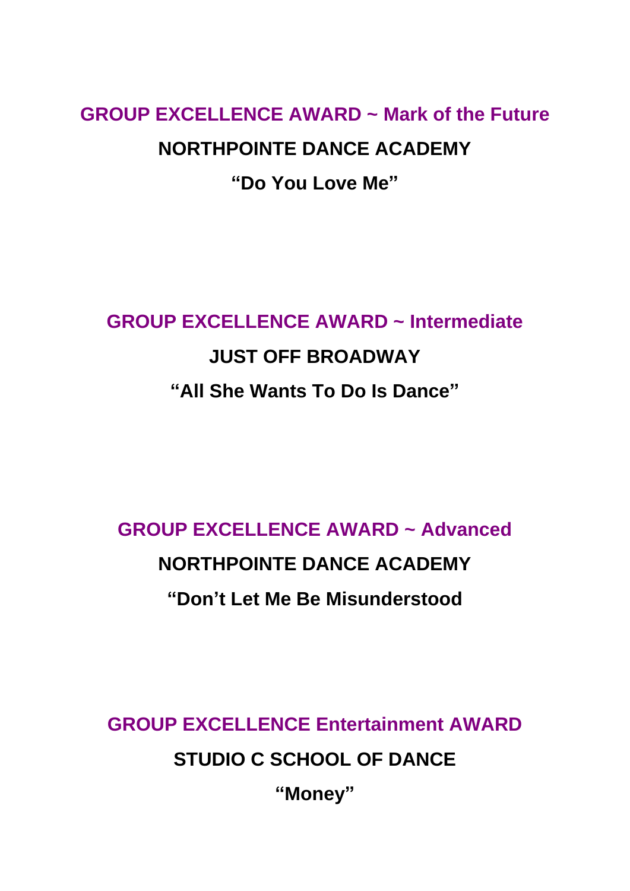## GROUP EXCELLENCE AWARD ~ Mark of the Future

**NORTHPOINTE DANCE ACADEMY**

**“Do You Love Me”**

## GROUP EXCELLENCE AWARD ~ Intermediate

**JUST OFF BROADWAY**

**“All She Wants To Do Is Dance”**

## GROUP EXCELLENCE AWARD ~ Advanced

**NORTHPOINTE DANCE ACADEMY**

**“Don’t Let Me Be Misunderstood**

## GROUP EXCELLENCE Entertainment AWARD

**STUDIO C SCHOOL OF DANCE**

**“Money”**